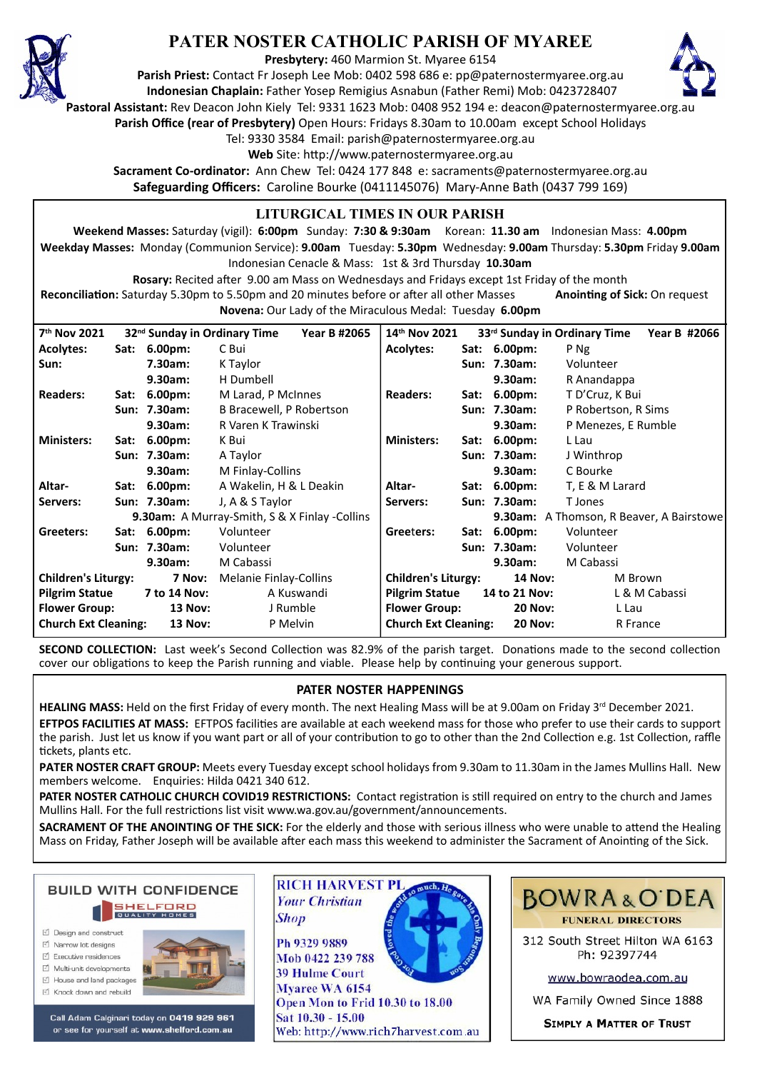# PATER NOSTER CATHOLIC PARISH OF MYAREE

**Presbytery:** 460 Marmion St. Myaree 6154
**Parish Priest:** Contact Fr Joseph Lee Mob: 0402 598 686 e: pp@paternostermyaree.org.au
**Indonesian Chaplain:** Father Yosep Remigius Asnabun (Father Remi) Mob: 0423728407
**Pastoral Assistant:** Rev Deacon John Kiely Tel: 9331 1623 Mob: 0408 952 194 e: deacon@paternostermyaree.org.au
**Parish Office (rear of Presbytery)** Open Hours: Fridays 8.30am to 10.00am except School Holidays
Tel: 9330 3584 Email: parish@paternostermyaree.org.au
**Web** Site: http://www.paternostermyaree.org.au
**Sacrament Co-ordinator:** Ann Chew Tel: 0424 177 848 e: sacraments@paternostermyaree.org.au
**Safeguarding Officers:** Caroline Bourke (0411145076) Mary-Anne Bath (0437 799 169)

## LITURGICAL TIMES IN OUR PARISH

**Weekend Masses:** Saturday (vigil): **6:00pm** Sunday: **7:30 & 9:30am** Korean: **11.30 am** Indonesian Mass: **4.00pm**
**Weekday Masses:** Monday (Communion Service): **9.00am** Tuesday: **5.30pm** Wednesday: **9.00am** Thursday: **5.30pm** Friday **9.00am**
Indonesian Cenacle & Mass: 1st & 3rd Thursday **10.30am**
**Rosary:** Recited after 9.00 am Mass on Wednesdays and Fridays except 1st Friday of the month
**Reconciliation:** Saturday 5.30pm to 5.50pm and 20 minutes before or after all other Masses **Anointing of Sick:** On request
**Novena:** Our Lady of the Miraculous Medal: Tuesday **6.00pm**

| 7th Nov 2021 | 32nd Sunday in Ordinary Time | | Year B #2065 |
|---|---|---|---|
| **Acolytes:** | **Sat:** | **6.00pm:** | C Bui |
| **Sun:** | | **7.30am:** | K Taylor |
| | | **9.30am:** | H Dumbell |
| **Readers:** | **Sat:** | **6.00pm:** | M Larad, P McInnes |
| | **Sun:** | **7.30am:** | B Bracewell, P Robertson |
| | | **9.30am:** | R Varen K Trawinski |
| **Ministers:** | **Sat:** | **6.00pm:** | K Bui |
| | **Sun:** | **7.30am:** | A Taylor |
| | | **9.30am:** | M Finlay-Collins |
| **Altar-** | **Sat:** | **6.00pm:** | A Wakelin, H & L Deakin |
| **Servers:** | **Sun:** | **7.30am:** | J, A & S Taylor |
| | | **9.30am:** | A Murray-Smith, S & X Finlay -Collins |
| **Greeters:** | **Sat:** | **6.00pm:** | Volunteer |
| | **Sun:** | **7.30am:** | Volunteer |
| | | **9.30am:** | M Cabassi |
| **Children's Liturgy:** | | **7 Nov:** | Melanie Finlay-Collins |
| **Pilgrim Statue** | | **7 to 14 Nov:** | A Kuswandi |
| **Flower Group:** | | **13 Nov:** | J Rumble |
| **Church Ext Cleaning:** | | **13 Nov:** | P Melvin |

| 14th Nov 2021 | 33rd Sunday in Ordinary Time | | Year B #2066 |
|---|---|---|---|
| **Acolytes:** | **Sat:** | **6.00pm:** | P Ng |
| | **Sun:** | **7.30am:** | Volunteer |
| | | **9.30am:** | R Anandappa |
| **Readers:** | **Sat:** | **6.00pm:** | T D'Cruz, K Bui |
| | **Sun:** | **7.30am:** | P Robertson, R Sims |
| | | **9.30am:** | P Menezes, E Rumble |
| **Ministers:** | **Sat:** | **6.00pm:** | L Lau |
| | **Sun:** | **7.30am:** | J Winthrop |
| | | **9.30am:** | C Bourke |
| **Altar-** | **Sat:** | **6.00pm:** | T, E & M Larard |
| **Servers:** | **Sun:** | **7.30am:** | Volunteer |
| | | **9.30am:** | A Thomson, R Beaver, A Bairstowe |
| **Greeters:** | **Sat:** | **6.00pm:** | Volunteer |
| | **Sun:** | **7.30am:** | Volunteer |
| | | **9.30am:** | M Cabassi |
| **Children's Liturgy:** | | **14 Nov:** | M Brown |
| **Pilgrim Statue** | | **14 to 21 Nov:** | L & M Cabassi |
| **Flower Group:** | | **20 Nov:** | L Lau |
| **Church Ext Cleaning:** | | **20 Nov:** | R France |

**SECOND COLLECTION:** Last week's Second Collection was 82.9% of the parish target. Donations made to the second collection cover our obligations to keep the Parish running and viable. Please help by continuing your generous support.

## PATER NOSTER HAPPENINGS

**HEALING MASS:** Held on the first Friday of every month. The next Healing Mass will be at 9.00am on Friday 3rd December 2021.

**EFTPOS FACILITIES AT MASS:** EFTPOS facilities are available at each weekend mass for those who prefer to use their cards to support the parish. Just let us know if you want part or all of your contribution to go to other than the 2nd Collection e.g. 1st Collection, raffle tickets, plants etc.

**PATER NOSTER CRAFT GROUP:** Meets every Tuesday except school holidays from 9.30am to 11.30am in the James Mullins Hall. New members welcome. Enquiries: Hilda 0421 340 612.

**PATER NOSTER CATHOLIC CHURCH COVID19 RESTRICTIONS:** Contact registration is still required on entry to the church and James Mullins Hall. For the full restrictions list visit www.wa.gov.au/government/announcements.

**SACRAMENT OF THE ANOINTING OF THE SICK:** For the elderly and those with serious illness who were unable to attend the Healing Mass on Friday, Father Joseph will be available after each mass this weekend to administer the Sacrament of Anointing of the Sick.

---

**BUILD WITH CONFIDENCE**
SHELFORD QUALITY HOMES
- Design and construct
- Narrow lot designs
- Executive residences
- Multi-unit developments
- House and land packages
- Knock down and rebuild

Call Adam Calginari today on **0419 929 961** or see for yourself at **www.shelford.com.au**

---

**RICH HARVEST PL**
*Your Christian Shop*
Ph 9329 9889
Mob 0422 239 788
39 Hulme Court
Myaree WA 6154
Open Mon to Frid 10.30 to 18.00
Sat 10.30 - 15.00
Web: http://www.rich7harvest.com.au

---

**BOWRA & O'DEA**
**FUNERAL DIRECTORS**
312 South Street Hilton WA 6163
Ph: 92397744
www.bowraodea.com.au
WA Family Owned Since 1888
**SIMPLY A MATTER OF TRUST**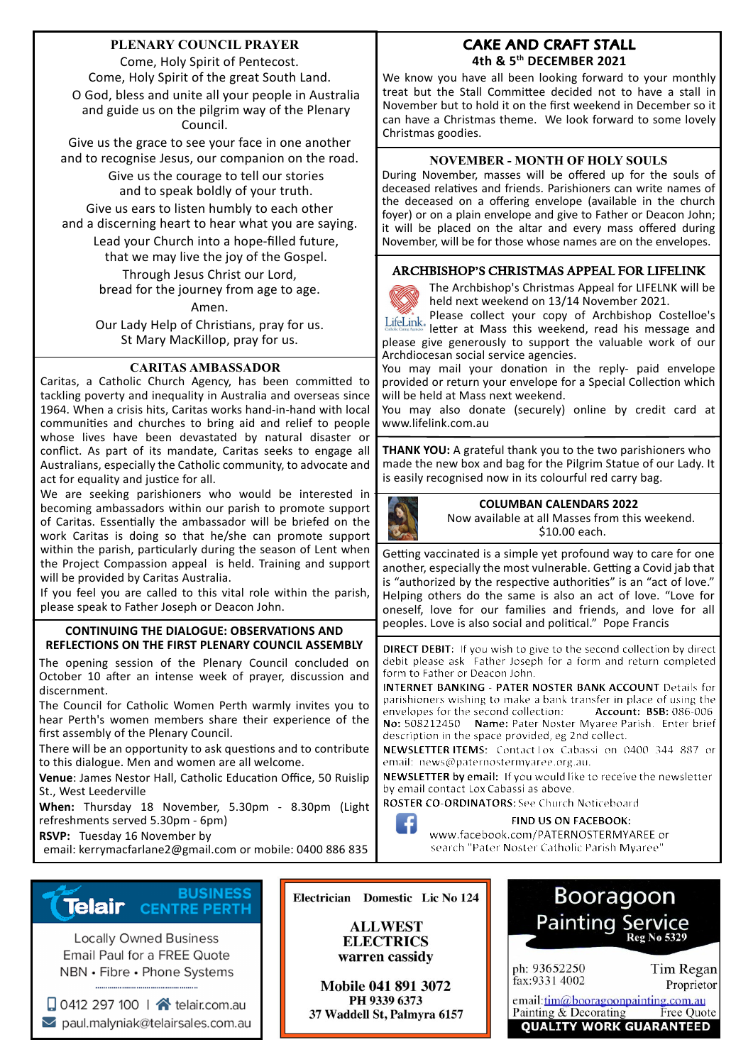## PLENARY COUNCIL PRAYER

Come, Holy Spirit of Pentecost.
Come, Holy Spirit of the great South Land.
O God, bless and unite all your people in Australia and guide us on the pilgrim way of the Plenary Council.
Give us the grace to see your face in one another and to recognise Jesus, our companion on the road.
Give us the courage to tell our stories and to speak boldly of your truth.
Give us ears to listen humbly to each other and a discerning heart to hear what you are saying.
Lead your Church into a hope-filled future, that we may live the joy of the Gospel.
Through Jesus Christ our Lord, bread for the journey from age to age.
Amen.
Our Lady Help of Christians, pray for us.
St Mary MacKillop, pray for us.

## CARITAS AMBASSADOR

Caritas, a Catholic Church Agency, has been committed to tackling poverty and inequality in Australia and overseas since 1964. When a crisis hits, Caritas works hand-in-hand with local communities and churches to bring aid and relief to people whose lives have been devastated by natural disaster or conflict. As part of its mandate, Caritas seeks to engage all Australians, especially the Catholic community, to advocate and act for equality and justice for all.

We are seeking parishioners who would be interested in becoming ambassadors within our parish to promote support of Caritas. Essentially the ambassador will be briefed on the work Caritas is doing so that he/she can promote support within the parish, particularly during the season of Lent when the Project Compassion appeal is held. Training and support will be provided by Caritas Australia.

If you feel you are called to this vital role within the parish, please speak to Father Joseph or Deacon John.

## CONTINUING THE DIALOGUE: OBSERVATIONS AND REFLECTIONS ON THE FIRST PLENARY COUNCIL ASSEMBLY

The opening session of the Plenary Council concluded on October 10 after an intense week of prayer, discussion and discernment.

The Council for Catholic Women Perth warmly invites you to hear Perth's women members share their experience of the first assembly of the Plenary Council.

There will be an opportunity to ask questions and to contribute to this dialogue. Men and women are all welcome.

**Venue**: James Nestor Hall, Catholic Education Office, 50 Ruislip St., West Leederville

**When:** Thursday 18 November, 5.30pm - 8.30pm (Light refreshments served 5.30pm - 6pm)

**RSVP:** Tuesday 16 November by email: kerrymacfarlane2@gmail.com or mobile: 0400 886 835

## CAKE AND CRAFT STALL

**4th & 5th DECEMBER 2021**

We know you have all been looking forward to your monthly treat but the Stall Committee decided not to have a stall in November but to hold it on the first weekend in December so it can have a Christmas theme. We look forward to some lovely Christmas goodies.

## NOVEMBER - MONTH OF HOLY SOULS

During November, masses will be offered up for the souls of deceased relatives and friends. Parishioners can write names of the deceased on a offering envelope (available in the church foyer) or on a plain envelope and give to Father or Deacon John; it will be placed on the altar and every mass offered during November, will be for those whose names are on the envelopes.

## ARCHBISHOP'S CHRISTMAS APPEAL FOR LIFELINK

The Archbishop's Christmas Appeal for LIFELNK will be held next weekend on 13/14 November 2021.

Please collect your copy of Archbishop Costelloe's letter at Mass this weekend, read his message and please give generously to support the valuable work of our Archdiocesan social service agencies.

You may mail your donation in the reply- paid envelope provided or return your envelope for a Special Collection which will be held at Mass next weekend.

You may also donate (securely) online by credit card at www.lifelink.com.au

**THANK YOU:** A grateful thank you to the two parishioners who made the new box and bag for the Pilgrim Statue of our Lady. It is easily recognised now in its colourful red carry bag.

**COLUMBAN CALENDARS 2022**

Now available at all Masses from this weekend.
$10.00 each.

Getting vaccinated is a simple yet profound way to care for one another, especially the most vulnerable. Getting a Covid jab that is "authorized by the respective authorities" is an "act of love." Helping others do the same is also an act of love. "Love for oneself, love for our families and friends, and love for all peoples. Love is also social and political." Pope Francis

**DIRECT DEBIT**: If you wish to give to the second collection by direct debit please ask Father Joseph for a form and return completed form to Father or Deacon John.

**INTERNET BANKING - PATER NOSTER BANK ACCOUNT** Details for parishioners wishing to make a bank transfer in place of using the envelopes for the second collection: **Account: BSB:** 086-006 **No:** 508212450 **Name:** Pater Noster Myaree Parish. Enter brief description in the space provided, eg 2nd collect.

**NEWSLETTER ITEMS:** Contact Lox Cabassi on 0400 344 887 or email: news@paternostermyaree.org.au.

**NEWSLETTER by email:** If you would like to receive the newsletter by email contact Lox Cabassi as above.

**ROSTER CO-ORDINATORS:** See Church Noticeboard

**FIND US ON FACEBOOK:**
www.facebook.com/PATERNOSTERMYAREE or search "Pater Noster Catholic Parish Myaree"

---

**Telair BUSINESS CENTRE PERTH**
Locally Owned Business
Email Paul for a FREE Quote
NBN • Fibre • Phone Systems
0412 297 100 | telair.com.au
paul.malyniak@telairsales.com.au

---

**Electrician Domestic Lic No 124**
**ALLWEST ELECTRICS**
**warren cassidy**
**Mobile 041 891 3072**
**PH 9339 6373**
**37 Waddell St, Palmyra 6157**

---

**Booragoon Painting Service**
Reg No 5329
ph: 93652250
fax:9331 4002
Tim Regan
Proprietor
email: tim@booragoonpainting.com.au
Painting & Decorating
Free Quote
**QUALITY WORK GUARANTEED**